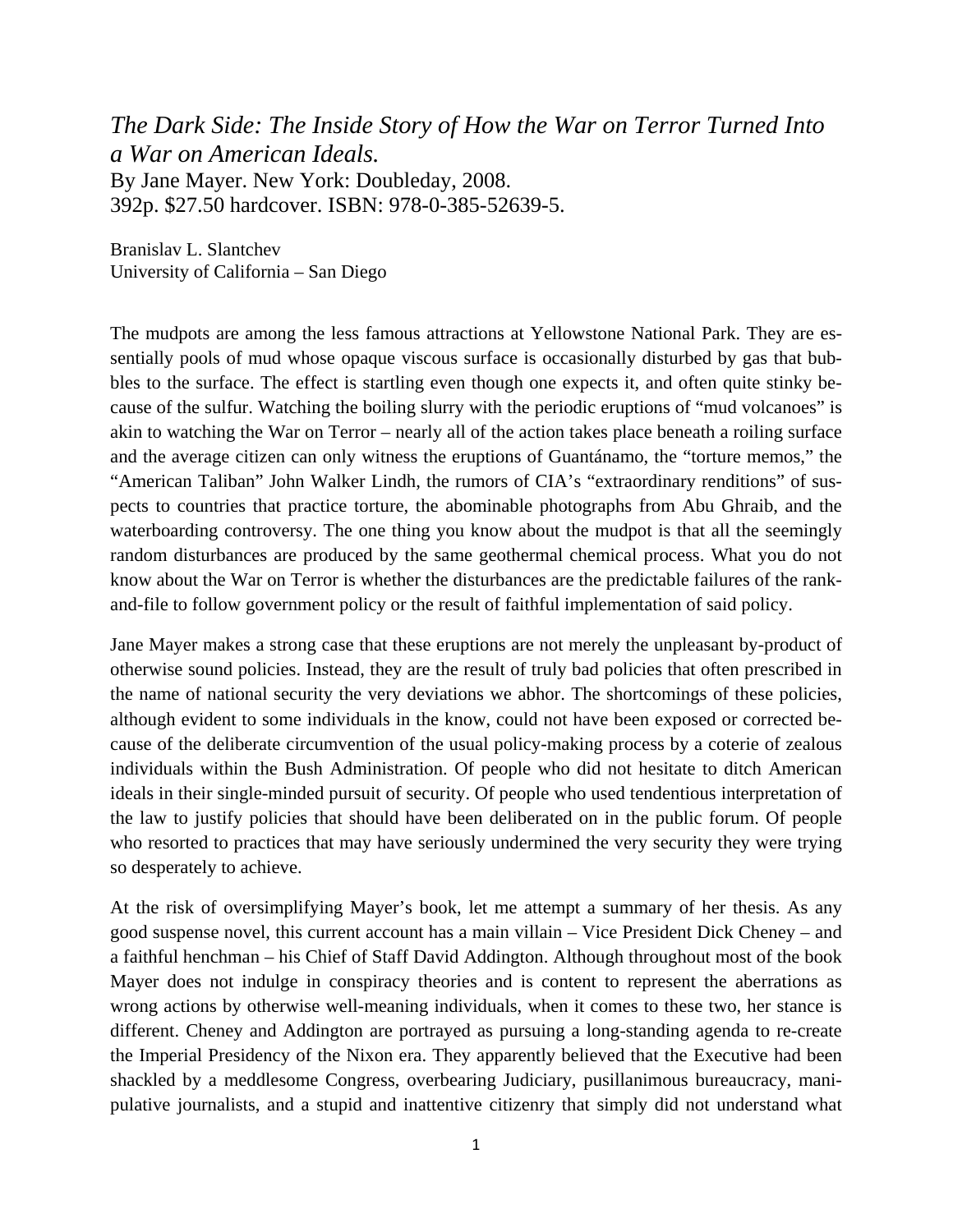*The Dark Side: The Inside Story of How the War on Terror Turned Into a War on American Ideals.*
By Jane Mayer. New York: Doubleday, 2008.
392p. $27.50 hardcover. ISBN: 978-0-385-52639-5.

Branislav L. Slantchev
University of California – San Diego

The mudpots are among the less famous attractions at Yellowstone National Park. They are essentially pools of mud whose opaque viscous surface is occasionally disturbed by gas that bubbles to the surface. The effect is startling even though one expects it, and often quite stinky because of the sulfur. Watching the boiling slurry with the periodic eruptions of "mud volcanoes" is akin to watching the War on Terror – nearly all of the action takes place beneath a roiling surface and the average citizen can only witness the eruptions of Guantánamo, the "torture memos," the "American Taliban" John Walker Lindh, the rumors of CIA's "extraordinary renditions" of suspects to countries that practice torture, the abominable photographs from Abu Ghraib, and the waterboarding controversy. The one thing you know about the mudpot is that all the seemingly random disturbances are produced by the same geothermal chemical process. What you do not know about the War on Terror is whether the disturbances are the predictable failures of the rank-and-file to follow government policy or the result of faithful implementation of said policy.

Jane Mayer makes a strong case that these eruptions are not merely the unpleasant by-product of otherwise sound policies. Instead, they are the result of truly bad policies that often prescribed in the name of national security the very deviations we abhor. The shortcomings of these policies, although evident to some individuals in the know, could not have been exposed or corrected because of the deliberate circumvention of the usual policy-making process by a coterie of zealous individuals within the Bush Administration. Of people who did not hesitate to ditch American ideals in their single-minded pursuit of security. Of people who used tendentious interpretation of the law to justify policies that should have been deliberated on in the public forum. Of people who resorted to practices that may have seriously undermined the very security they were trying so desperately to achieve.

At the risk of oversimplifying Mayer's book, let me attempt a summary of her thesis. As any good suspense novel, this current account has a main villain – Vice President Dick Cheney – and a faithful henchman – his Chief of Staff David Addington. Although throughout most of the book Mayer does not indulge in conspiracy theories and is content to represent the aberrations as wrong actions by otherwise well-meaning individuals, when it comes to these two, her stance is different. Cheney and Addington are portrayed as pursuing a long-standing agenda to re-create the Imperial Presidency of the Nixon era. They apparently believed that the Executive had been shackled by a meddlesome Congress, overbearing Judiciary, pusillanimous bureaucracy, manipulative journalists, and a stupid and inattentive citizenry that simply did not understand what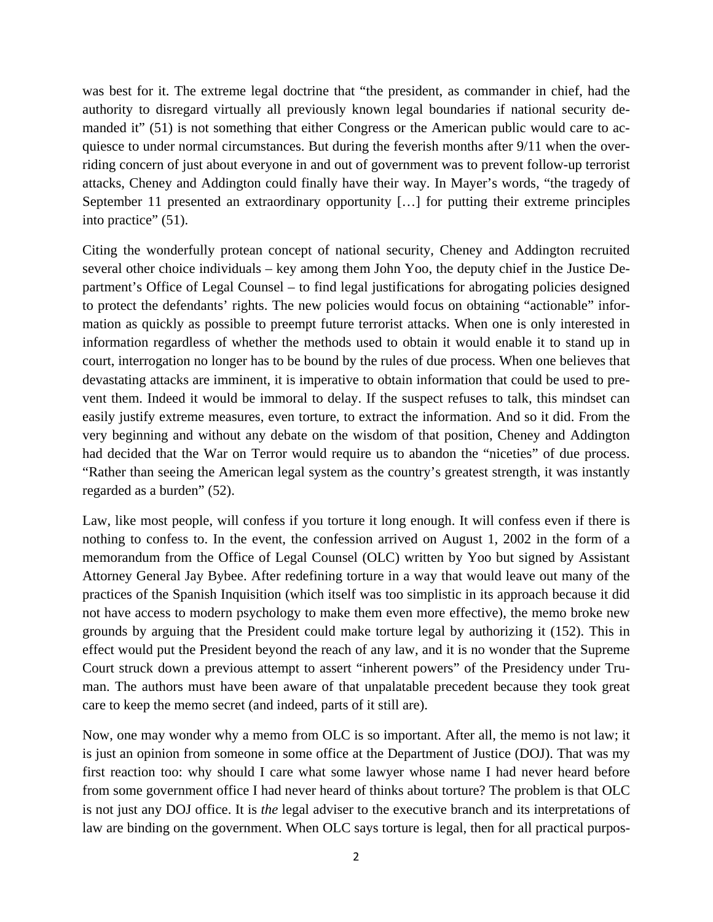was best for it. The extreme legal doctrine that "the president, as commander in chief, had the authority to disregard virtually all previously known legal boundaries if national security demanded it" (51) is not something that either Congress or the American public would care to acquiesce to under normal circumstances. But during the feverish months after 9/11 when the overriding concern of just about everyone in and out of government was to prevent follow-up terrorist attacks, Cheney and Addington could finally have their way. In Mayer's words, "the tragedy of September 11 presented an extraordinary opportunity […] for putting their extreme principles into practice" (51).

Citing the wonderfully protean concept of national security, Cheney and Addington recruited several other choice individuals – key among them John Yoo, the deputy chief in the Justice Department's Office of Legal Counsel – to find legal justifications for abrogating policies designed to protect the defendants' rights. The new policies would focus on obtaining "actionable" information as quickly as possible to preempt future terrorist attacks. When one is only interested in information regardless of whether the methods used to obtain it would enable it to stand up in court, interrogation no longer has to be bound by the rules of due process. When one believes that devastating attacks are imminent, it is imperative to obtain information that could be used to prevent them. Indeed it would be immoral to delay. If the suspect refuses to talk, this mindset can easily justify extreme measures, even torture, to extract the information. And so it did. From the very beginning and without any debate on the wisdom of that position, Cheney and Addington had decided that the War on Terror would require us to abandon the "niceties" of due process. "Rather than seeing the American legal system as the country's greatest strength, it was instantly regarded as a burden" (52).

Law, like most people, will confess if you torture it long enough. It will confess even if there is nothing to confess to. In the event, the confession arrived on August 1, 2002 in the form of a memorandum from the Office of Legal Counsel (OLC) written by Yoo but signed by Assistant Attorney General Jay Bybee. After redefining torture in a way that would leave out many of the practices of the Spanish Inquisition (which itself was too simplistic in its approach because it did not have access to modern psychology to make them even more effective), the memo broke new grounds by arguing that the President could make torture legal by authorizing it (152). This in effect would put the President beyond the reach of any law, and it is no wonder that the Supreme Court struck down a previous attempt to assert "inherent powers" of the Presidency under Truman. The authors must have been aware of that unpalatable precedent because they took great care to keep the memo secret (and indeed, parts of it still are).

Now, one may wonder why a memo from OLC is so important. After all, the memo is not law; it is just an opinion from someone in some office at the Department of Justice (DOJ). That was my first reaction too: why should I care what some lawyer whose name I had never heard before from some government office I had never heard of thinks about torture? The problem is that OLC is not just any DOJ office. It is *the* legal adviser to the executive branch and its interpretations of law are binding on the government. When OLC says torture is legal, then for all practical purpos-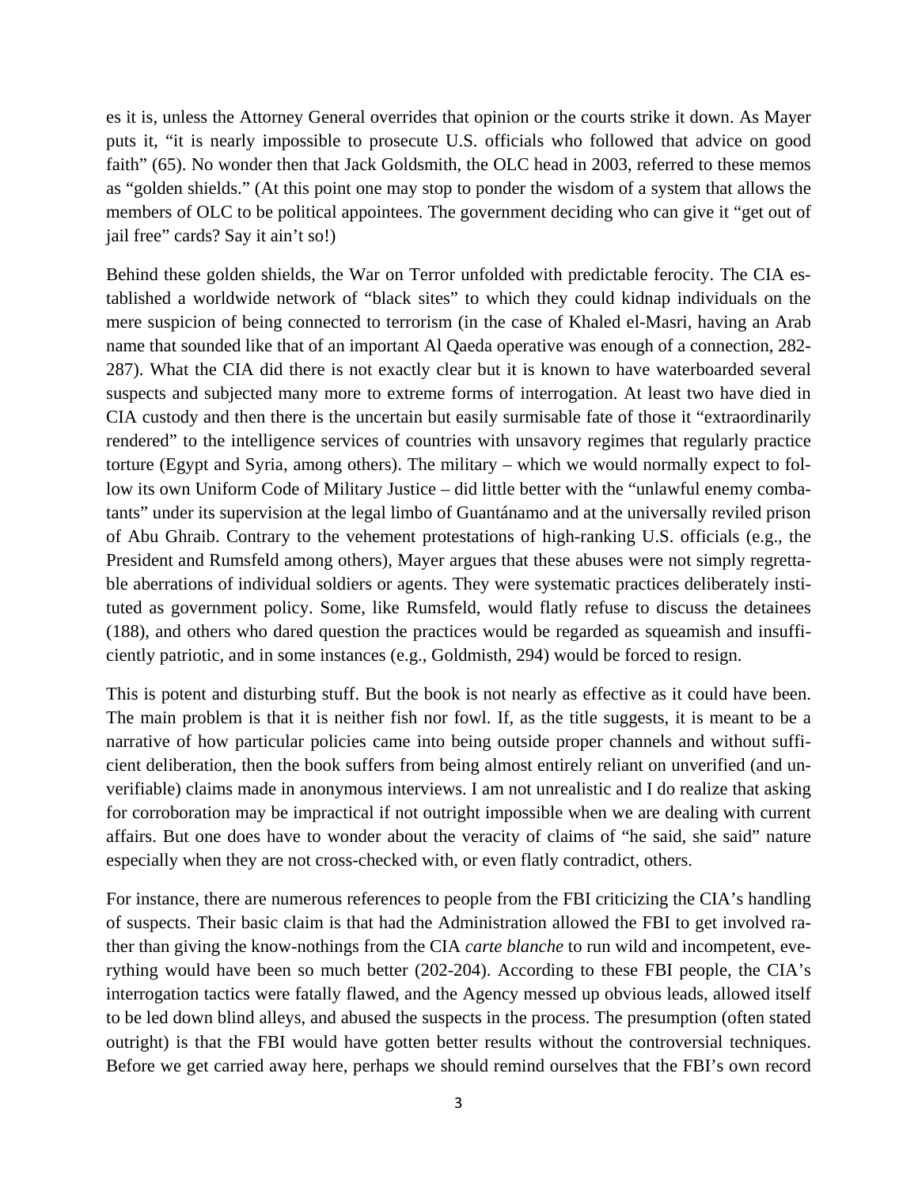es it is, unless the Attorney General overrides that opinion or the courts strike it down. As Mayer puts it, "it is nearly impossible to prosecute U.S. officials who followed that advice on good faith" (65). No wonder then that Jack Goldsmith, the OLC head in 2003, referred to these memos as "golden shields." (At this point one may stop to ponder the wisdom of a system that allows the members of OLC to be political appointees. The government deciding who can give it "get out of jail free" cards? Say it ain't so!)

Behind these golden shields, the War on Terror unfolded with predictable ferocity. The CIA established a worldwide network of "black sites" to which they could kidnap individuals on the mere suspicion of being connected to terrorism (in the case of Khaled el-Masri, having an Arab name that sounded like that of an important Al Qaeda operative was enough of a connection, 282-287). What the CIA did there is not exactly clear but it is known to have waterboarded several suspects and subjected many more to extreme forms of interrogation. At least two have died in CIA custody and then there is the uncertain but easily surmisable fate of those it "extraordinarily rendered" to the intelligence services of countries with unsavory regimes that regularly practice torture (Egypt and Syria, among others). The military – which we would normally expect to follow its own Uniform Code of Military Justice – did little better with the "unlawful enemy combatants" under its supervision at the legal limbo of Guantánamo and at the universally reviled prison of Abu Ghraib. Contrary to the vehement protestations of high-ranking U.S. officials (e.g., the President and Rumsfeld among others), Mayer argues that these abuses were not simply regrettable aberrations of individual soldiers or agents. They were systematic practices deliberately instituted as government policy. Some, like Rumsfeld, would flatly refuse to discuss the detainees (188), and others who dared question the practices would be regarded as squeamish and insufficiently patriotic, and in some instances (e.g., Goldmisth, 294) would be forced to resign.

This is potent and disturbing stuff. But the book is not nearly as effective as it could have been. The main problem is that it is neither fish nor fowl. If, as the title suggests, it is meant to be a narrative of how particular policies came into being outside proper channels and without sufficient deliberation, then the book suffers from being almost entirely reliant on unverified (and unverifiable) claims made in anonymous interviews. I am not unrealistic and I do realize that asking for corroboration may be impractical if not outright impossible when we are dealing with current affairs. But one does have to wonder about the veracity of claims of "he said, she said" nature especially when they are not cross-checked with, or even flatly contradict, others.

For instance, there are numerous references to people from the FBI criticizing the CIA's handling of suspects. Their basic claim is that had the Administration allowed the FBI to get involved rather than giving the know-nothings from the CIA *carte blanche* to run wild and incompetent, everything would have been so much better (202-204). According to these FBI people, the CIA's interrogation tactics were fatally flawed, and the Agency messed up obvious leads, allowed itself to be led down blind alleys, and abused the suspects in the process. The presumption (often stated outright) is that the FBI would have gotten better results without the controversial techniques. Before we get carried away here, perhaps we should remind ourselves that the FBI's own record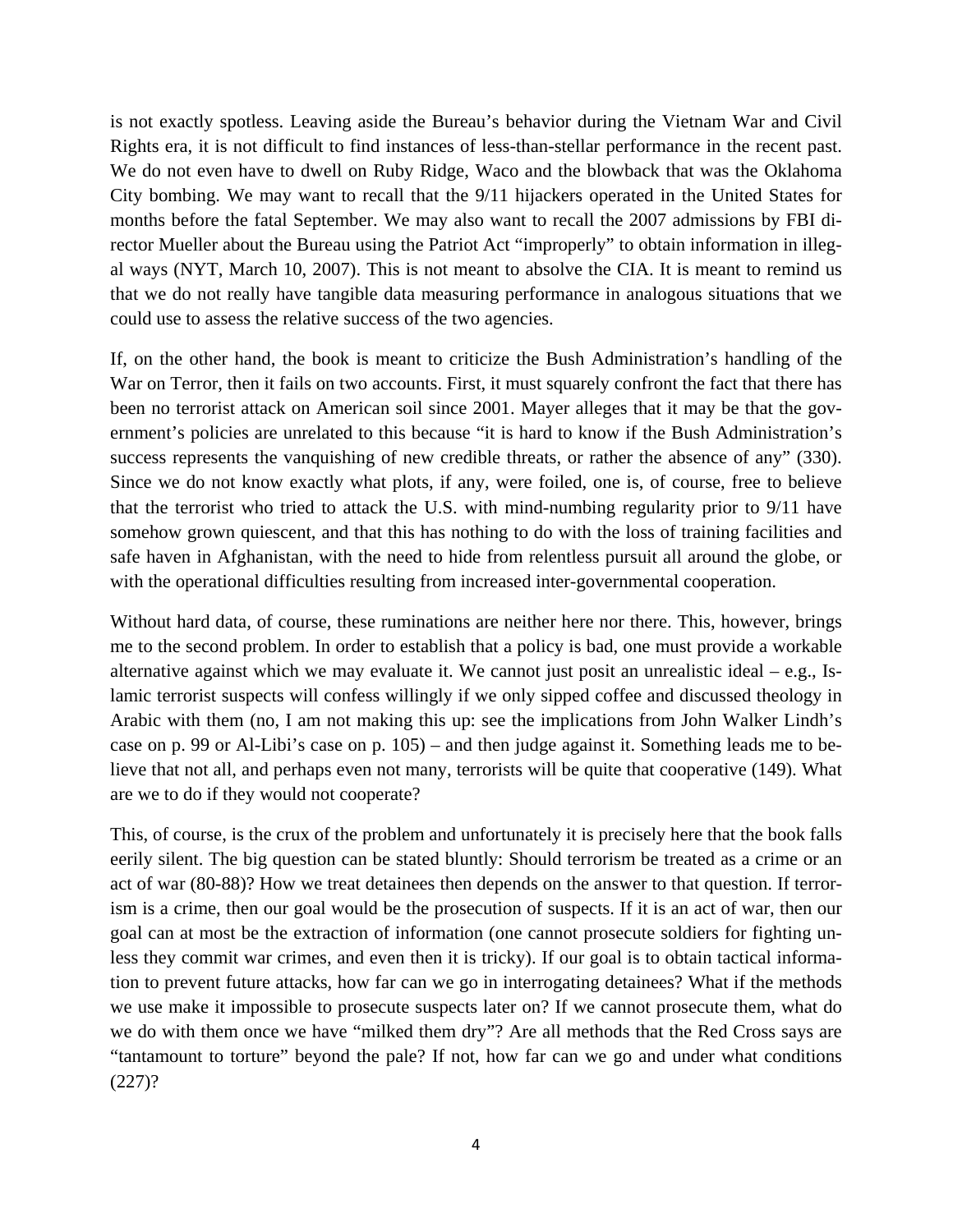is not exactly spotless. Leaving aside the Bureau's behavior during the Vietnam War and Civil Rights era, it is not difficult to find instances of less-than-stellar performance in the recent past. We do not even have to dwell on Ruby Ridge, Waco and the blowback that was the Oklahoma City bombing. We may want to recall that the 9/11 hijackers operated in the United States for months before the fatal September. We may also want to recall the 2007 admissions by FBI director Mueller about the Bureau using the Patriot Act "improperly" to obtain information in illegal ways (NYT, March 10, 2007). This is not meant to absolve the CIA. It is meant to remind us that we do not really have tangible data measuring performance in analogous situations that we could use to assess the relative success of the two agencies.

If, on the other hand, the book is meant to criticize the Bush Administration's handling of the War on Terror, then it fails on two accounts. First, it must squarely confront the fact that there has been no terrorist attack on American soil since 2001. Mayer alleges that it may be that the government's policies are unrelated to this because "it is hard to know if the Bush Administration's success represents the vanquishing of new credible threats, or rather the absence of any" (330). Since we do not know exactly what plots, if any, were foiled, one is, of course, free to believe that the terrorist who tried to attack the U.S. with mind-numbing regularity prior to 9/11 have somehow grown quiescent, and that this has nothing to do with the loss of training facilities and safe haven in Afghanistan, with the need to hide from relentless pursuit all around the globe, or with the operational difficulties resulting from increased inter-governmental cooperation.

Without hard data, of course, these ruminations are neither here nor there. This, however, brings me to the second problem. In order to establish that a policy is bad, one must provide a workable alternative against which we may evaluate it. We cannot just posit an unrealistic ideal – e.g., Islamic terrorist suspects will confess willingly if we only sipped coffee and discussed theology in Arabic with them (no, I am not making this up: see the implications from John Walker Lindh's case on p. 99 or Al-Libi's case on p. 105) – and then judge against it. Something leads me to believe that not all, and perhaps even not many, terrorists will be quite that cooperative (149). What are we to do if they would not cooperate?

This, of course, is the crux of the problem and unfortunately it is precisely here that the book falls eerily silent. The big question can be stated bluntly: Should terrorism be treated as a crime or an act of war (80-88)? How we treat detainees then depends on the answer to that question. If terrorism is a crime, then our goal would be the prosecution of suspects. If it is an act of war, then our goal can at most be the extraction of information (one cannot prosecute soldiers for fighting unless they commit war crimes, and even then it is tricky). If our goal is to obtain tactical information to prevent future attacks, how far can we go in interrogating detainees? What if the methods we use make it impossible to prosecute suspects later on? If we cannot prosecute them, what do we do with them once we have "milked them dry"? Are all methods that the Red Cross says are "tantamount to torture" beyond the pale? If not, how far can we go and under what conditions (227)?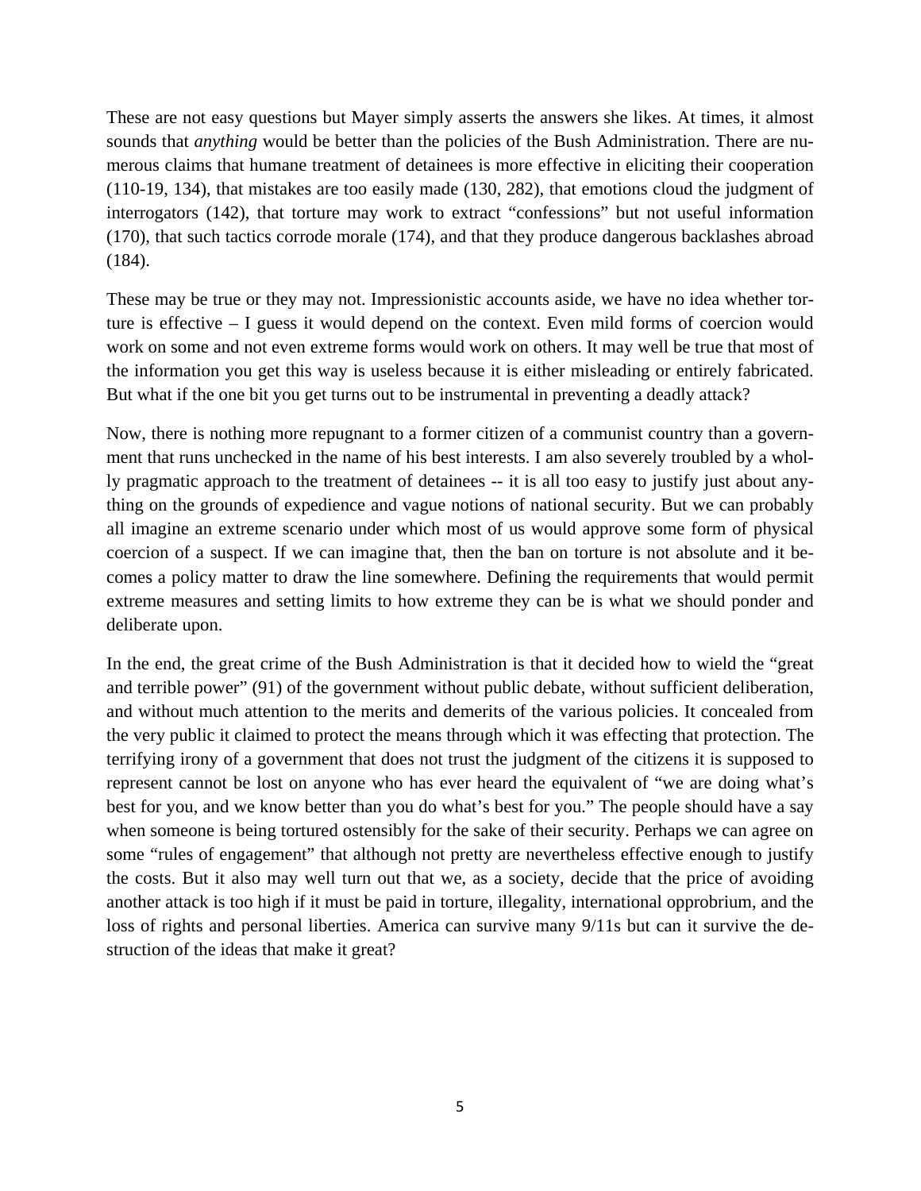These are not easy questions but Mayer simply asserts the answers she likes. At times, it almost sounds that *anything* would be better than the policies of the Bush Administration. There are numerous claims that humane treatment of detainees is more effective in eliciting their cooperation (110-19, 134), that mistakes are too easily made (130, 282), that emotions cloud the judgment of interrogators (142), that torture may work to extract "confessions" but not useful information (170), that such tactics corrode morale (174), and that they produce dangerous backlashes abroad (184).

These may be true or they may not. Impressionistic accounts aside, we have no idea whether torture is effective – I guess it would depend on the context. Even mild forms of coercion would work on some and not even extreme forms would work on others. It may well be true that most of the information you get this way is useless because it is either misleading or entirely fabricated. But what if the one bit you get turns out to be instrumental in preventing a deadly attack?

Now, there is nothing more repugnant to a former citizen of a communist country than a government that runs unchecked in the name of his best interests. I am also severely troubled by a wholly pragmatic approach to the treatment of detainees -- it is all too easy to justify just about anything on the grounds of expedience and vague notions of national security. But we can probably all imagine an extreme scenario under which most of us would approve some form of physical coercion of a suspect. If we can imagine that, then the ban on torture is not absolute and it becomes a policy matter to draw the line somewhere. Defining the requirements that would permit extreme measures and setting limits to how extreme they can be is what we should ponder and deliberate upon.

In the end, the great crime of the Bush Administration is that it decided how to wield the "great and terrible power" (91) of the government without public debate, without sufficient deliberation, and without much attention to the merits and demerits of the various policies. It concealed from the very public it claimed to protect the means through which it was effecting that protection. The terrifying irony of a government that does not trust the judgment of the citizens it is supposed to represent cannot be lost on anyone who has ever heard the equivalent of "we are doing what's best for you, and we know better than you do what's best for you." The people should have a say when someone is being tortured ostensibly for the sake of their security. Perhaps we can agree on some "rules of engagement" that although not pretty are nevertheless effective enough to justify the costs. But it also may well turn out that we, as a society, decide that the price of avoiding another attack is too high if it must be paid in torture, illegality, international opprobrium, and the loss of rights and personal liberties. America can survive many 9/11s but can it survive the destruction of the ideas that make it great?